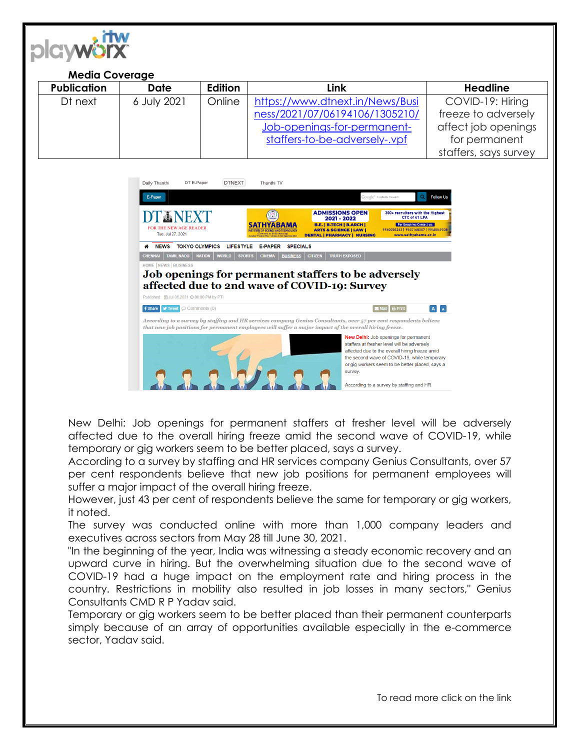**Media Coverage**

| Publication | Date | Edition | Link | Headline |
|---|---|---|---|---|
| Dt next | 6 July 2021 | Online | https://www.dtnext.in/News/Business/2021/07/06194106/1305210/Job-openings-for-permanent-staffers-to-be-adversely-.vpf | COVID-19: Hiring freeze to adversely affect job openings for permanent staffers, says survey |

New Delhi: Job openings for permanent staffers at fresher level will be adversely affected due to the overall hiring freeze amid the second wave of COVID-19, while temporary or gig workers seem to be better placed, says a survey.

According to a survey by staffing and HR services company Genius Consultants, over 57 per cent respondents believe that new job positions for permanent employees will suffer a major impact of the overall hiring freeze.

However, just 43 per cent of respondents believe the same for temporary or gig workers, it noted.

The survey was conducted online with more than 1,000 company leaders and executives across sectors from May 28 till June 30, 2021.

"In the beginning of the year, India was witnessing a steady economic recovery and an upward curve in hiring. But the overwhelming situation due to the second wave of COVID-19 had a huge impact on the employment rate and hiring process in the country. Restrictions in mobility also resulted in job losses in many sectors," Genius Consultants CMD R P Yadav said.

Temporary or gig workers seem to be better placed than their permanent counterparts simply because of an array of opportunities available especially in the e-commerce sector, Yadav said.

To read more click on the link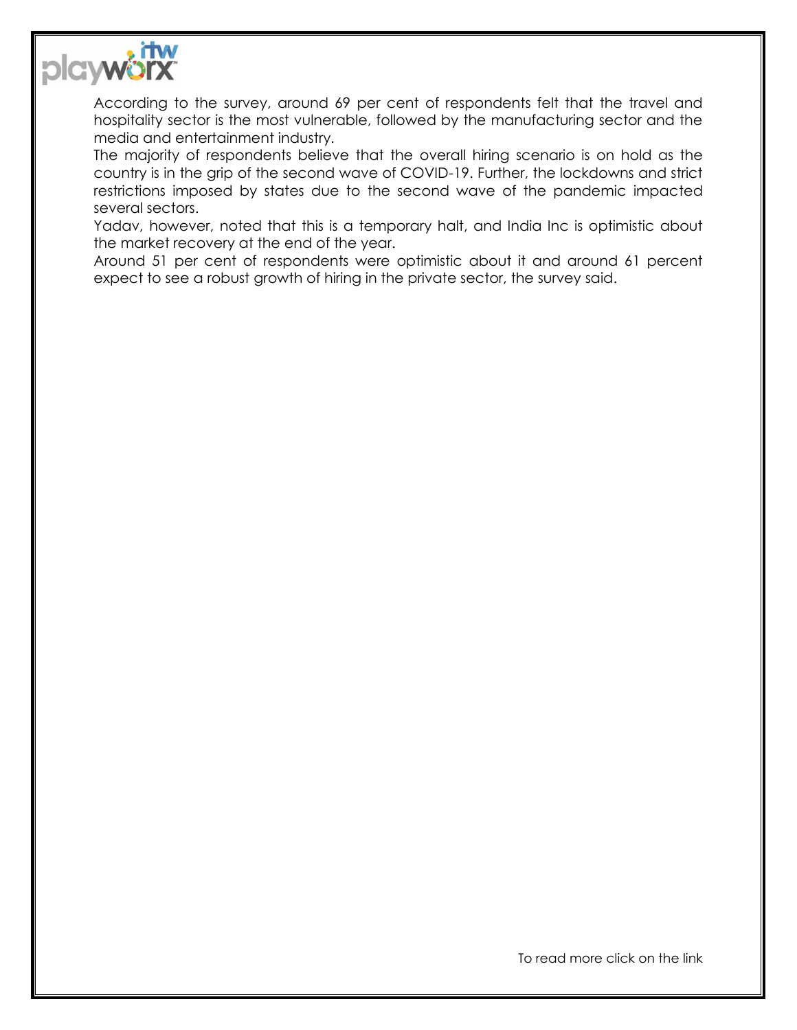According to the survey, around 69 per cent of respondents felt that the travel and hospitality sector is the most vulnerable, followed by the manufacturing sector and the media and entertainment industry.

The majority of respondents believe that the overall hiring scenario is on hold as the country is in the grip of the second wave of COVID-19. Further, the lockdowns and strict restrictions imposed by states due to the second wave of the pandemic impacted several sectors.

Yadav, however, noted that this is a temporary halt, and India Inc is optimistic about the market recovery at the end of the year.

Around 51 per cent of respondents were optimistic about it and around 61 percent expect to see a robust growth of hiring in the private sector, the survey said.

To read more click on the link